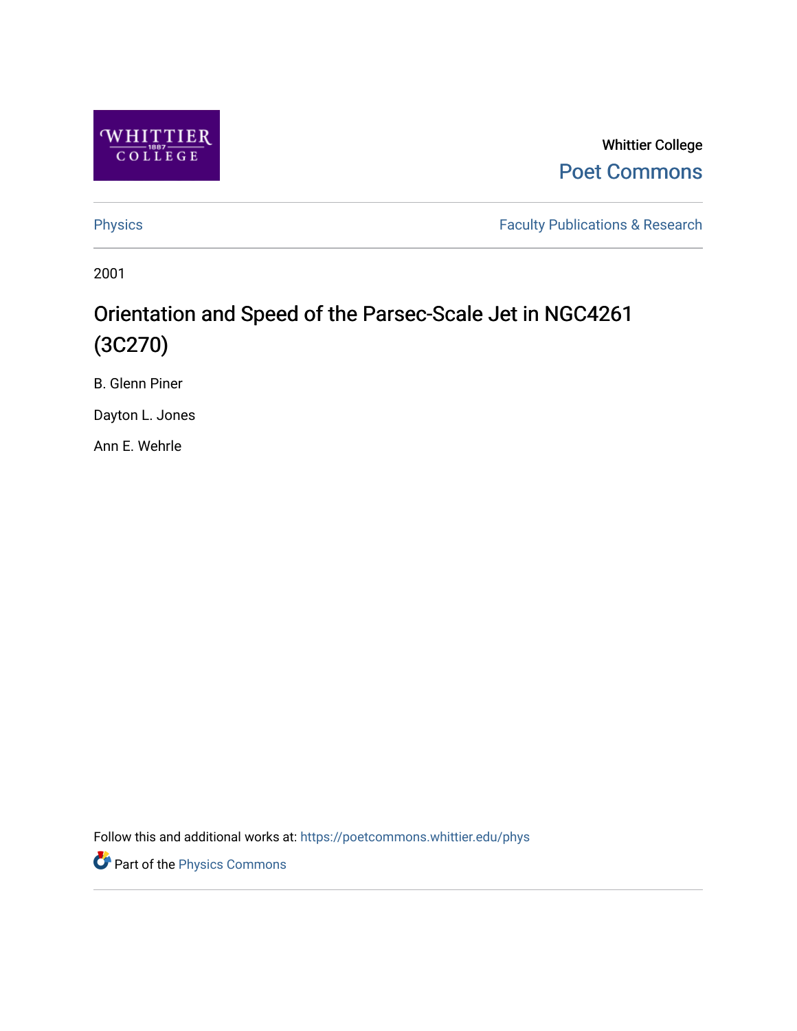Whittier College

Poet Commons

Physics

Faculty Publications & Research

2001

# Orientation and Speed of the Parsec-Scale Jet in NGC4261 (3C270)

B. Glenn Piner

Dayton L. Jones

Ann E. Wehrle

Follow this and additional works at: https://poetcommons.whittier.edu/phys

Part of the Physics Commons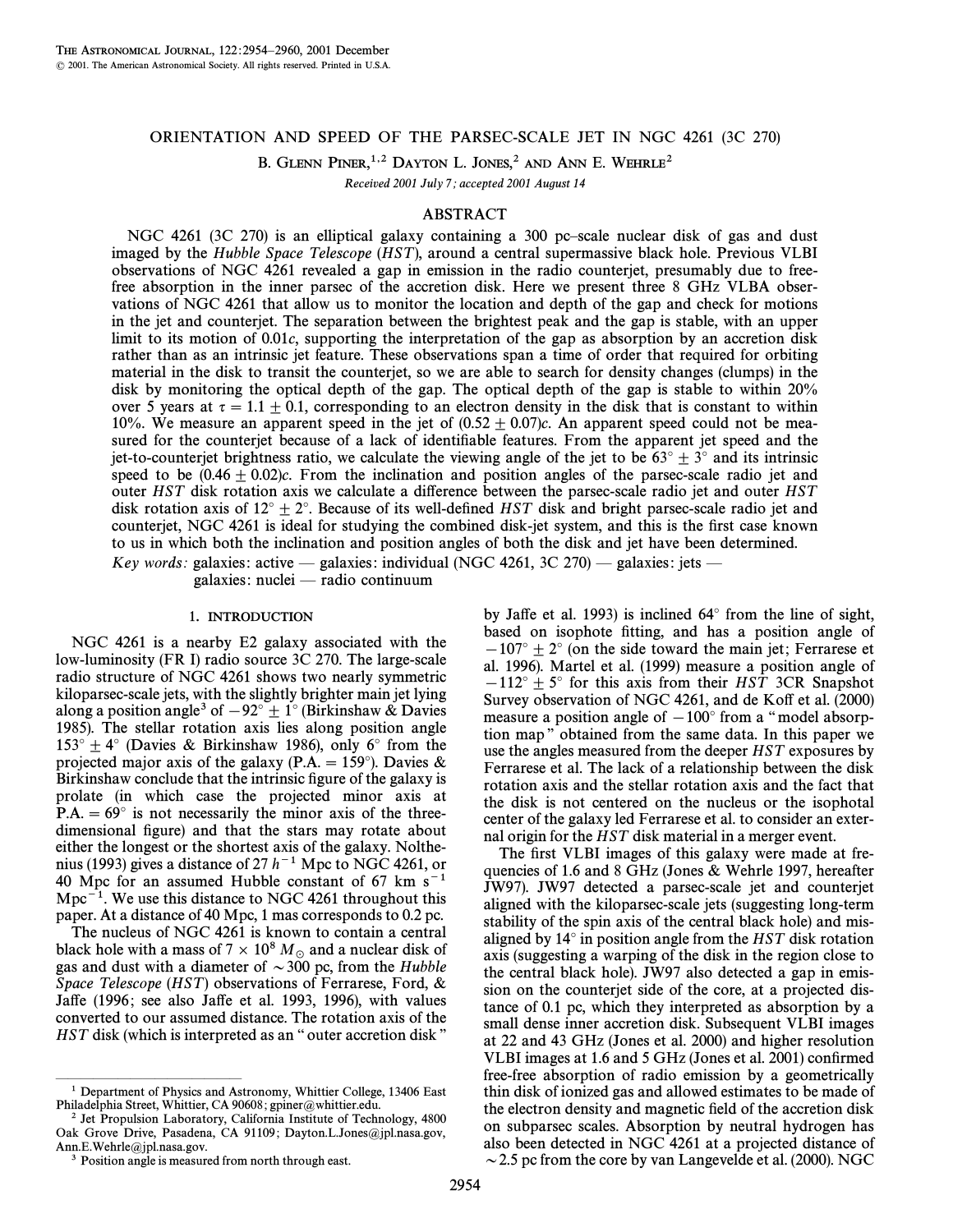# ORIENTATION AND SPEED OF THE PARSEC-SCALE JET IN NGC 4261 (3C 270)

B. Glenn Piner,[1,2] Dayton L. Jones,[2] and Ann E. Wehrle[2]

*Received 2001 July 7; accepted 2001 August 14*

## ABSTRACT

NGC 4261 (3C 270) is an elliptical galaxy containing a 300 pc–scale nuclear disk of gas and dust imaged by the *Hubble Space Telescope* (*HST*), around a central supermassive black hole. Previous VLBI observations of NGC 4261 revealed a gap in emission in the radio counterjet, presumably due to free-free absorption in the inner parsec of the accretion disk. Here we present three 8 GHz VLBA observations of NGC 4261 that allow us to monitor the location and depth of the gap and check for motions in the jet and counterjet. The separation between the brightest peak and the gap is stable, with an upper limit to its motion of $0.01c$, supporting the interpretation of the gap as absorption by an accretion disk rather than as an intrinsic jet feature. These observations span a time of order that required for orbiting material in the disk to transit the counterjet, so we are able to search for density changes (clumps) in the disk by monitoring the optical depth of the gap. The optical depth of the gap is stable to within 20% over 5 years at $\tau = 1.1 \pm 0.1$, corresponding to an electron density in the disk that is constant to within 10%. We measure an apparent speed in the jet of $(0.52 \pm 0.07)c$. An apparent speed could not be measured for the counterjet because of a lack of identifiable features. From the apparent jet speed and the jet-to-counterjet brightness ratio, we calculate the viewing angle of the jet to be $63° \pm 3°$ and its intrinsic speed to be $(0.46 \pm 0.02)c$. From the inclination and position angles of the parsec-scale radio jet and outer *HST* disk rotation axis we calculate a difference between the parsec-scale radio jet and outer *HST* disk rotation axis of $12° \pm 2°$. Because of its well-defined *HST* disk and bright parsec-scale radio jet and counterjet, NGC 4261 is ideal for studying the combined disk-jet system, and this is the first case known to us in which both the inclination and position angles of both the disk and jet have been determined.

*Key words:* galaxies: active — galaxies: individual (NGC 4261, 3C 270) — galaxies: jets — galaxies: nuclei — radio continuum

## 1. INTRODUCTION

NGC 4261 is a nearby E2 galaxy associated with the low-luminosity (FR I) radio source 3C 270. The large-scale radio structure of NGC 4261 shows two nearly symmetric kiloparsec-scale jets, with the slightly brighter main jet lying along a position angle[3] of $-92° \pm 1°$ (Birkinshaw & Davies 1985). The stellar rotation axis lies along position angle $153° \pm 4°$ (Davies & Birkinshaw 1986), only 6° from the projected major axis of the galaxy (P.A. = 159°). Davies & Birkinshaw conclude that the intrinsic figure of the galaxy is prolate (in which case the projected minor axis at P.A. = 69° is not necessarily the minor axis of the three-dimensional figure) and that the stars may rotate about either the longest or the shortest axis of the galaxy. Nolthenius (1993) gives a distance of 27 $h^{-1}$ Mpc to NGC 4261, or 40 Mpc for an assumed Hubble constant of 67 km $\text{s}^{-1}$ $\text{Mpc}^{-1}$. We use this distance to NGC 4261 throughout this paper. At a distance of 40 Mpc, 1 mas corresponds to 0.2 pc.

The nucleus of NGC 4261 is known to contain a central black hole with a mass of $7 \times 10^8 \, M_\odot$ and a nuclear disk of gas and dust with a diameter of ~300 pc, from the *Hubble Space Telescope* (*HST*) observations of Ferrarese, Ford, & Jaffe (1996; see also Jaffe et al. 1993, 1996), with values converted to our assumed distance. The rotation axis of the *HST* disk (which is interpreted as an "outer accretion disk" by Jaffe et al. 1993) is inclined 64° from the line of sight, based on isophote fitting, and has a position angle of $-107° \pm 2°$ (on the side toward the main jet; Ferrarese et al. 1996). Martel et al. (1999) measure a position angle of $-112° \pm 5°$ for this axis from their *HST* 3CR Snapshot Survey observation of NGC 4261, and de Koff et al. (2000) measure a position angle of $-100°$ from a "model absorption map" obtained from the same data. In this paper we use the angles measured from the deeper *HST* exposures by Ferrarese et al. The lack of a relationship between the disk rotation axis and the stellar rotation axis and the fact that the disk is not centered on the nucleus or the isophotal center of the galaxy led Ferrarese et al. to consider an external origin for the *HST* disk material in a merger event.

The first VLBI images of this galaxy were made at frequencies of 1.6 and 8 GHz (Jones & Wehrle 1997, hereafter JW97). JW97 detected a parsec-scale jet and counterjet aligned with the kiloparsec-scale jets (suggesting long-term stability of the spin axis of the central black hole) and misaligned by 14° in position angle from the *HST* disk rotation axis (suggesting a warping of the disk in the region close to the central black hole). JW97 also detected a gap in emission on the counterjet side of the core, at a projected distance of 0.1 pc, which they interpreted as absorption by a small dense inner accretion disk. Subsequent VLBI images at 22 and 43 GHz (Jones et al. 2000) and higher resolution VLBI images at 1.6 and 5 GHz (Jones et al. 2001) confirmed free-free absorption of radio emission by a geometrically thin disk of ionized gas and allowed estimates to be made of the electron density and magnetic field of the accretion disk on subparsec scales. Absorption by neutral hydrogen has also been detected in NGC 4261 at a projected distance of ~2.5 pc from the core by van Langevelde et al. (2000). NGC

---

[1] Department of Physics and Astronomy, Whittier College, 13406 East Philadelphia Street, Whittier, CA 90608; gpiner@whittier.edu.

[2] Jet Propulsion Laboratory, California Institute of Technology, 4800 Oak Grove Drive, Pasadena, CA 91109; Dayton.L.Jones@jpl.nasa.gov, Ann.E.Wehrle@jpl.nasa.gov.

[3] Position angle is measured from north through east.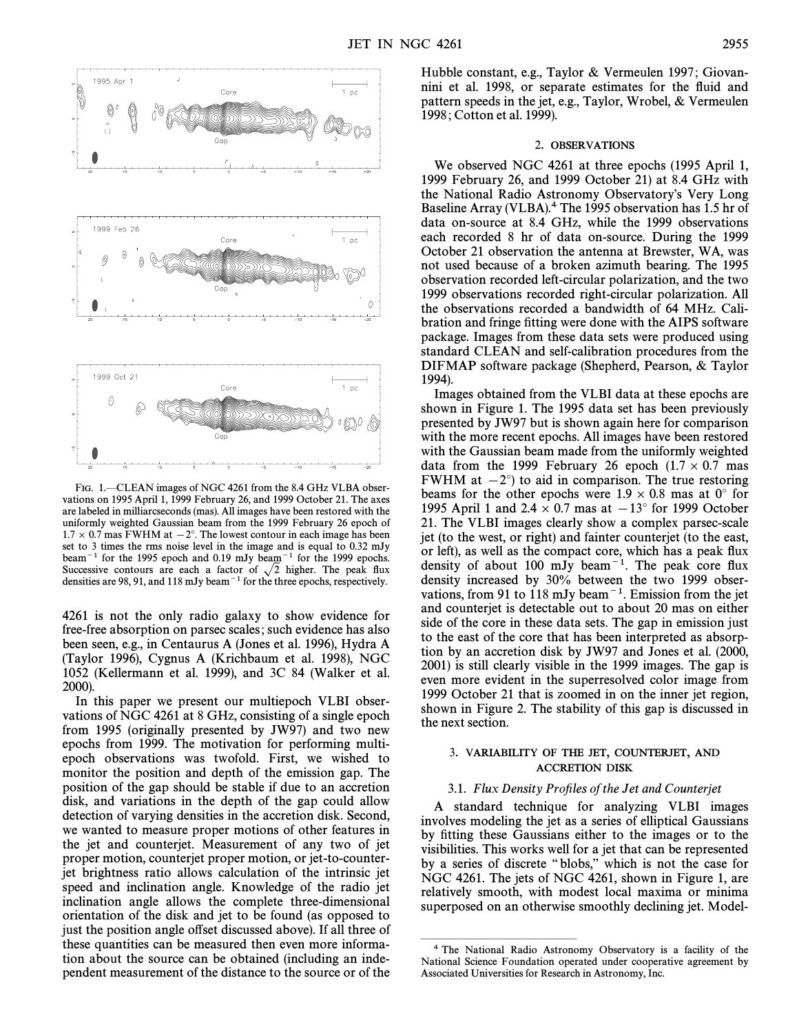FIG. 1.—CLEAN images of NGC 4261 from the 8.4 GHz VLBA observations on 1995 April 1, 1999 February 26, and 1999 October 21. The axes are labeled in milliarcseconds (mas). All images have been restored with the uniformly weighted Gaussian beam from the 1999 February 26 epoch of $1.7 \times 0.7$ mas FWHM at $-2°$. The lowest contour in each image has been set to 3 times the rms noise level in the image and is equal to 0.32 mJy beam$^{-1}$ for the 1995 epoch and 0.19 mJy beam$^{-1}$ for the 1999 epochs. Successive contours are each a factor of $\sqrt{2}$ higher. The peak flux densities are 98, 91, and 118 mJy beam$^{-1}$ for the three epochs, respectively.

4261 is not the only radio galaxy to show evidence for free-free absorption on parsec scales; such evidence has also been seen, e.g., in Centaurus A (Jones et al. 1996), Hydra A (Taylor 1996), Cygnus A (Krichbaum et al. 1998), NGC 1052 (Kellermann et al. 1999), and 3C 84 (Walker et al. 2000).

In this paper we present our multiepoch VLBI observations of NGC 4261 at 8 GHz, consisting of a single epoch from 1995 (originally presented by JW97) and two new epochs from 1999. The motivation for performing multiepoch observations was twofold. First, we wished to monitor the position and depth of the emission gap. The position of the gap should be stable if due to an accretion disk, and variations in the depth of the gap could allow detection of varying densities in the accretion disk. Second, we wanted to measure proper motions of other features in the jet and counterjet. Measurement of any two of jet proper motion, counterjet proper motion, or jet-to-counterjet brightness ratio allows calculation of the intrinsic jet speed and inclination angle. Knowledge of the radio jet inclination angle allows the complete three-dimensional orientation of the disk and jet to be found (as opposed to just the position angle offset discussed above). If all three of these quantities can be measured then even more information about the source can be obtained (including an independent measurement of the distance to the source or of the Hubble constant, e.g., Taylor & Vermeulen 1997; Giovannini et al. 1998, or separate estimates for the fluid and pattern speeds in the jet, e.g., Taylor, Wrobel, & Vermeulen 1998; Cotton et al. 1999).

## 2. OBSERVATIONS

We observed NGC 4261 at three epochs (1995 April 1, 1999 February 26, and 1999 October 21) at 8.4 GHz with the National Radio Astronomy Observatory's Very Long Baseline Array (VLBA).[4] The 1995 observation has 1.5 hr of data on-source at 8.4 GHz, while the 1999 observations each recorded 8 hr of data on-source. During the 1999 October 21 observation the antenna at Brewster, WA, was not used because of a broken azimuth bearing. The 1995 observation recorded left-circular polarization, and the two 1999 observations recorded right-circular polarization. All the observations recorded a bandwidth of 64 MHz. Calibration and fringe fitting were done with the AIPS software package. Images from these data sets were produced using standard CLEAN and self-calibration procedures from the DIFMAP software package (Shepherd, Pearson, & Taylor 1994).

Images obtained from the VLBI data at these epochs are shown in Figure 1. The 1995 data set has been previously presented by JW97 but is shown again here for comparison with the more recent epochs. All images have been restored with the Gaussian beam made from the uniformly weighted data from the 1999 February 26 epoch ($1.7 \times 0.7$ mas FWHM at $-2°$) to aid in comparison. The true restoring beams for the other epochs were $1.9 \times 0.8$ mas at $0°$ for 1995 April 1 and $2.4 \times 0.7$ mas at $-13°$ for 1999 October 21. The VLBI images clearly show a complex parsec-scale jet (to the west, or right) and fainter counterjet (to the east, or left), as well as the compact core, which has a peak flux density of about 100 mJy beam$^{-1}$. The peak core flux density increased by 30% between the two 1999 observations, from 91 to 118 mJy beam$^{-1}$. Emission from the jet and counterjet is detectable out to about 20 mas on either side of the core in these data sets. The gap in emission just to the east of the core that has been interpreted as absorption by an accretion disk by JW97 and Jones et al. (2000, 2001) is still clearly visible in the 1999 images. The gap is even more evident in the superresolved color image from 1999 October 21 that is zoomed in on the inner jet region, shown in Figure 2. The stability of this gap is discussed in the next section.

## 3. VARIABILITY OF THE JET, COUNTERJET, AND ACCRETION DISK

### 3.1. *Flux Density Profiles of the Jet and Counterjet*

A standard technique for analyzing VLBI images involves modeling the jet as a series of elliptical Gaussians by fitting these Gaussians either to the images or to the visibilities. This works well for a jet that can be represented by a series of discrete "blobs," which is not the case for NGC 4261. The jets of NGC 4261, shown in Figure 1, are relatively smooth, with modest local maxima or minima superposed on an otherwise smoothly declining jet. Model-

[4] The National Radio Astronomy Observatory is a facility of the National Science Foundation operated under cooperative agreement by Associated Universities for Research in Astronomy, Inc.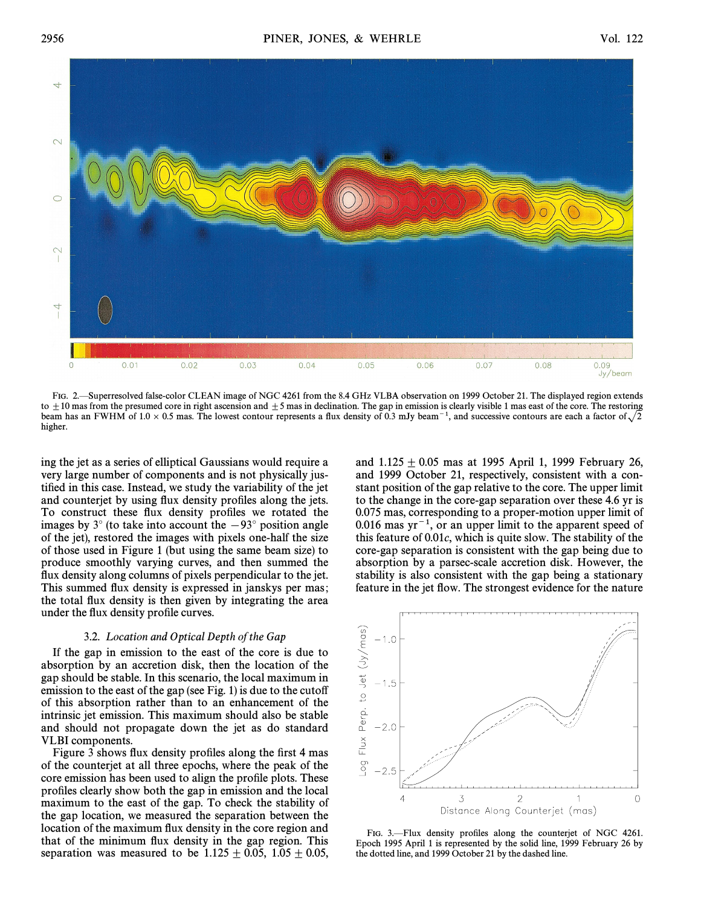FIG. 2.—Superresolved false-color CLEAN image of NGC 4261 from the 8.4 GHz VLBA observation on 1999 October 21. The displayed region extends to ±10 mas from the presumed core in right ascension and ±5 mas in declination. The gap in emission is clearly visible 1 mas east of the core. The restoring beam has an FWHM of 1.0 × 0.5 mas. The lowest contour represents a flux density of 0.3 mJy beam$^{-1}$, and successive contours are each a factor of $\sqrt{2}$ higher.

ing the jet as a series of elliptical Gaussians would require a very large number of components and is not physically justified in this case. Instead, we study the variability of the jet and counterjet by using flux density profiles along the jets. To construct these flux density profiles we rotated the images by 3° (to take into account the −93° position angle of the jet), restored the images with pixels one-half the size of those used in Figure 1 (but using the same beam size) to produce smoothly varying curves, and then summed the flux density along columns of pixels perpendicular to the jet. This summed flux density is expressed in janskys per mas; the total flux density is then given by integrating the area under the flux density profile curves.

### 3.2. *Location and Optical Depth of the Gap*

If the gap in emission to the east of the core is due to absorption by an accretion disk, then the location of the gap should be stable. In this scenario, the local maximum in emission to the east of the gap (see Fig. 1) is due to the cutoff of this absorption rather than to an enhancement of the intrinsic jet emission. This maximum should also be stable and should not propagate down the jet as do standard VLBI components.

Figure 3 shows flux density profiles along the first 4 mas of the counterjet at all three epochs, where the peak of the core emission has been used to align the profile plots. These profiles clearly show both the gap in emission and the local maximum to the east of the gap. To check the stability of the gap location, we measured the separation between the location of the maximum flux density in the core region and that of the minimum flux density in the gap region. This separation was measured to be 1.125 ± 0.05, 1.05 ± 0.05, and 1.125 ± 0.05 mas at 1995 April 1, 1999 February 26, and 1999 October 21, respectively, consistent with a constant position of the gap relative to the core. The upper limit to the change in the core-gap separation over these 4.6 yr is 0.075 mas, corresponding to a proper-motion upper limit of 0.016 mas yr$^{-1}$, or an upper limit to the apparent speed of this feature of 0.01$c$, which is quite slow. The stability of the core-gap separation is consistent with the gap being due to absorption by a parsec-scale accretion disk. However, the stability is also consistent with the gap being a stationary feature in the jet flow. The strongest evidence for the nature

FIG. 3.—Flux density profiles along the counterjet of NGC 4261. Epoch 1995 April 1 is represented by the solid line, 1999 February 26 by the dotted line, and 1999 October 21 by the dashed line.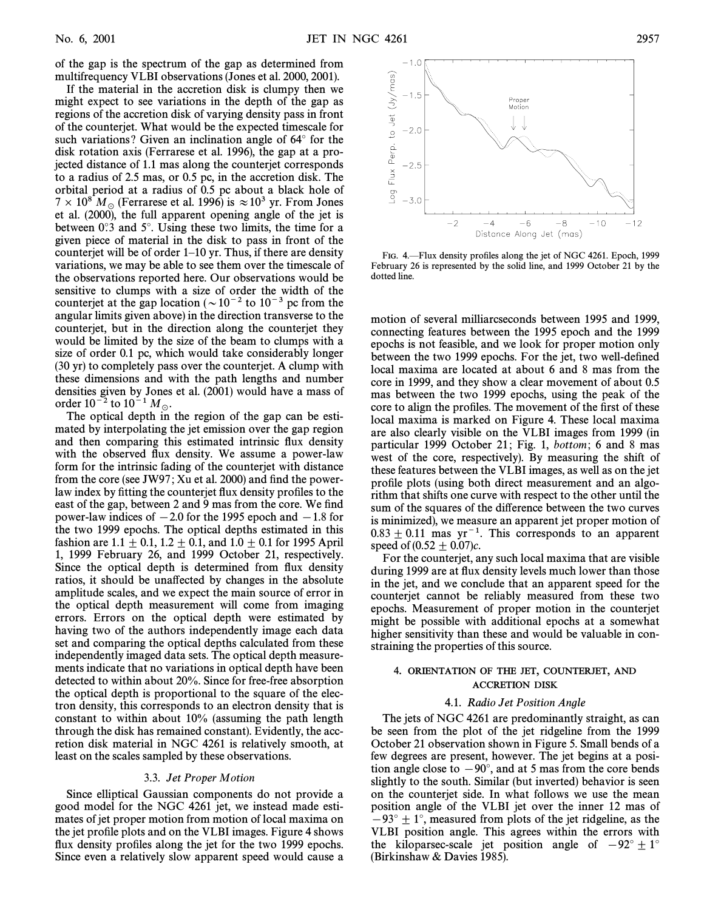of the gap is the spectrum of the gap as determined from multifrequency VLBI observations (Jones et al. 2000, 2001).

If the material in the accretion disk is clumpy then we might expect to see variations in the depth of the gap as regions of the accretion disk of varying density pass in front of the counterjet. What would be the expected timescale for such variations? Given an inclination angle of 64° for the disk rotation axis (Ferrarese et al. 1996), the gap at a projected distance of 1.1 mas along the counterjet corresponds to a radius of 2.5 mas, or 0.5 pc, in the accretion disk. The orbital period at a radius of 0.5 pc about a black hole of $7 \times 10^8 M_\odot$ (Ferrarese et al. 1996) is $\approx 10^3$ yr. From Jones et al. (2000), the full apparent opening angle of the jet is between 0°.3 and 5°. Using these two limits, the time for a given piece of material in the disk to pass in front of the counterjet will be of order 1–10 yr. Thus, if there are density variations, we may be able to see them over the timescale of the observations reported here. Our observations would be sensitive to clumps with a size of order the width of the counterjet at the gap location ($\sim 10^{-2}$ to $10^{-3}$ pc from the angular limits given above) in the direction transverse to the counterjet, but in the direction along the counterjet they would be limited by the size of the beam to clumps with a size of order 0.1 pc, which would take considerably longer (30 yr) to completely pass over the counterjet. A clump with these dimensions and with the path lengths and number densities given by Jones et al. (2001) would have a mass of order $10^{-2}$ to $10^{-1} M_\odot$.

The optical depth in the region of the gap can be estimated by interpolating the jet emission over the gap region and then comparing this estimated intrinsic flux density with the observed flux density. We assume a power-law form for the intrinsic fading of the counterjet with distance from the core (see JW97; Xu et al. 2000) and find the power-law index by fitting the counterjet flux density profiles to the east of the gap, between 2 and 9 mas from the core. We find power-law indices of $-2.0$ for the 1995 epoch and $-1.8$ for the two 1999 epochs. The optical depths estimated in this fashion are $1.1 \pm 0.1$, $1.2 \pm 0.1$, and $1.0 \pm 0.1$ for 1995 April 1, 1999 February 26, and 1999 October 21, respectively. Since the optical depth is determined from flux density ratios, it should be unaffected by changes in the absolute amplitude scales, and we expect the main source of error in the optical depth measurement will come from imaging errors. Errors on the optical depth were estimated by having two of the authors independently image each data set and comparing the optical depths calculated from these independently imaged data sets. The optical depth measurements indicate that no variations in optical depth have been detected to within about 20%. Since for free-free absorption the optical depth is proportional to the square of the electron density, this corresponds to an electron density that is constant to within about 10% (assuming the path length through the disk has remained constant). Evidently, the accretion disk material in NGC 4261 is relatively smooth, at least on the scales sampled by these observations.

### 3.3. *Jet Proper Motion*

Since elliptical Gaussian components do not provide a good model for the NGC 4261 jet, we instead made estimates of jet proper motion from motion of local maxima on the jet profile plots and on the VLBI images. Figure 4 shows flux density profiles along the jet for the two 1999 epochs. Since even a relatively slow apparent speed would cause a motion of several milliarcseconds between 1995 and 1999, connecting features between the 1995 epoch and the 1999 epochs is not feasible, and we look for proper motion only between the two 1999 epochs. For the jet, two well-defined local maxima are located at about 6 and 8 mas from the core in 1999, and they show a clear movement of about 0.5 mas between the two 1999 epochs, using the peak of the core to align the profiles. The movement of the first of these local maxima is marked on Figure 4. These local maxima are also clearly visible on the VLBI images from 1999 (in particular 1999 October 21; Fig. 1, *bottom*; 6 and 8 mas west of the core, respectively). By measuring the shift of these features between the VLBI images, as well as on the jet profile plots (using both direct measurement and an algorithm that shifts one curve with respect to the other until the sum of the squares of the difference between the two curves is minimized), we measure an apparent jet proper motion of $0.83 \pm 0.11$ mas yr$^{-1}$. This corresponds to an apparent speed of $(0.52 \pm 0.07)c$.

FIG. 4.—Flux density profiles along the jet of NGC 4261. Epoch, 1999 February 26 is represented by the solid line, and 1999 October 21 by the dotted line.

For the counterjet, any such local maxima that are visible during 1999 are at flux density levels much lower than those in the jet, and we conclude that an apparent speed for the counterjet cannot be reliably measured from these two epochs. Measurement of proper motion in the counterjet might be possible with additional epochs at a somewhat higher sensitivity than these and would be valuable in constraining the properties of this source.

## 4. ORIENTATION OF THE JET, COUNTERJET, AND ACCRETION DISK

### 4.1. *Radio Jet Position Angle*

The jets of NGC 4261 are predominantly straight, as can be seen from the plot of the jet ridgeline from the 1999 October 21 observation shown in Figure 5. Small bends of a few degrees are present, however. The jet begins at a position angle close to $-90°$, and at 5 mas from the core bends slightly to the south. Similar (but inverted) behavior is seen on the counterjet side. In what follows we use the mean position angle of the VLBI jet over the inner 12 mas of $-93° \pm 1°$, measured from plots of the jet ridgeline, as the VLBI position angle. This agrees within the errors with the kiloparsec-scale jet position angle of $-92° \pm 1°$ (Birkinshaw & Davies 1985).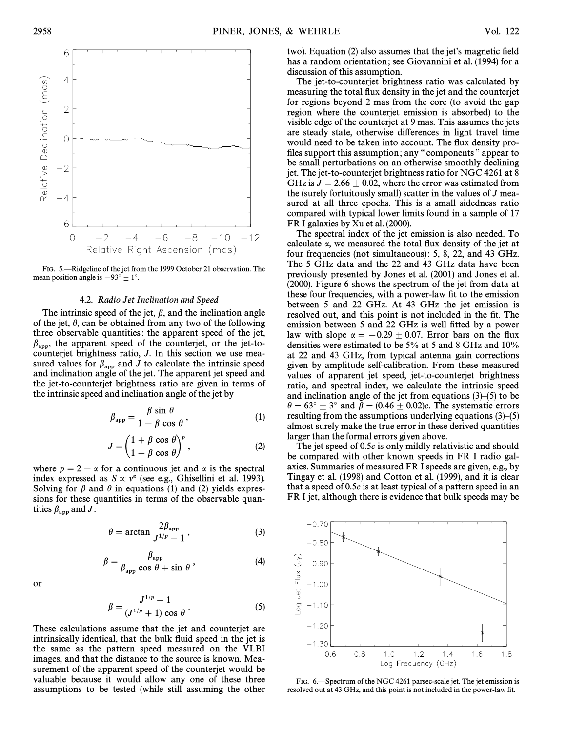FIG. 5.—Ridgeline of the jet from the 1999 October 21 observation. The mean position angle is $-93° \pm 1°$.

### 4.2. *Radio Jet Inclination and Speed*

The intrinsic speed of the jet, $\beta$, and the inclination angle of the jet, $\theta$, can be obtained from any two of the following three observable quantities: the apparent speed of the jet, $\beta_{app}$, the apparent speed of the counterjet, or the jet-to-counterjet brightness ratio, $J$. In this section we use measured values for $\beta_{app}$ and $J$ to calculate the intrinsic speed and inclination angle of the jet. The apparent jet speed and the jet-to-counterjet brightness ratio are given in terms of the intrinsic speed and inclination angle of the jet by

$$\beta_{app} = \frac{\beta \sin \theta}{1 - \beta \cos \theta}, \tag{1}$$

$$J = \left(\frac{1 + \beta \cos \theta}{1 - \beta \cos \theta}\right)^p, \tag{2}$$

where $p = 2 - \alpha$ for a continuous jet and $\alpha$ is the spectral index expressed as $S \propto \nu^\alpha$ (see e.g., Ghisellini et al. 1993). Solving for $\beta$ and $\theta$ in equations (1) and (2) yields expressions for these quantities in terms of the observable quantities $\beta_{app}$ and $J$:

$$\theta = \arctan \frac{2\beta_{app}}{J^{1/p} - 1}, \tag{3}$$

$$\beta = \frac{\beta_{app}}{\beta_{app} \cos \theta + \sin \theta}, \tag{4}$$

or

$$\beta = \frac{J^{1/p} - 1}{(J^{1/p} + 1) \cos \theta}. \tag{5}$$

These calculations assume that the jet and counterjet are intrinsically identical, that the bulk fluid speed in the jet is the same as the pattern speed measured on the VLBI images, and that the distance to the source is known. Measurement of the apparent speed of the counterjet would be valuable because it would allow any one of these three assumptions to be tested (while still assuming the other two). Equation (2) also assumes that the jet's magnetic field has a random orientation; see Giovannini et al. (1994) for a discussion of this assumption.

The jet-to-counterjet brightness ratio was calculated by measuring the total flux density in the jet and the counterjet for regions beyond 2 mas from the core (to avoid the gap region where the counterjet emission is absorbed) to the visible edge of the counterjet at 9 mas. This assumes the jets are steady state, otherwise differences in light travel time would need to be taken into account. The flux density profiles support this assumption; any "components" appear to be small perturbations on an otherwise smoothly declining jet. The jet-to-counterjet brightness ratio for NGC 4261 at 8 GHz is $J = 2.66 \pm 0.02$, where the error was estimated from the (surely fortuitously small) scatter in the values of $J$ measured at all three epochs. This is a small sidedness ratio compared with typical lower limits found in a sample of 17 FR I galaxies by Xu et al. (2000).

The spectral index of the jet emission is also needed. To calculate $\alpha$, we measured the total flux density of the jet at four frequencies (not simultaneous): 5, 8, 22, and 43 GHz. The 5 GHz data and the 22 and 43 GHz data have been previously presented by Jones et al. (2001) and Jones et al. (2000). Figure 6 shows the spectrum of the jet from data at these four frequencies, with a power-law fit to the emission between 5 and 22 GHz. At 43 GHz the jet emission is resolved out, and this point is not included in the fit. The emission between 5 and 22 GHz is well fitted by a power law with slope $\alpha = -0.29 \pm 0.07$. Error bars on the flux densities were estimated to be 5% at 5 and 8 GHz and 10% at 22 and 43 GHz, from typical antenna gain corrections given by amplitude self-calibration. From these measured values of apparent jet speed, jet-to-counterjet brightness ratio, and spectral index, we calculate the intrinsic speed and inclination angle of the jet from equations (3)–(5) to be $\theta = 63° \pm 3°$ and $\beta = (0.46 \pm 0.02)c$. The systematic errors resulting from the assumptions underlying equations (3)–(5) almost surely make the true error in these derived quantities larger than the formal errors given above.

The jet speed of $0.5c$ is only mildly relativistic and should be compared with other known speeds in FR I radio galaxies. Summaries of measured FR I speeds are given, e.g., by Tingay et al. (1998) and Cotton et al. (1999), and it is clear that a speed of $0.5c$ is at least typical of a pattern speed in an FR I jet, although there is evidence that bulk speeds may be

FIG. 6.—Spectrum of the NGC 4261 parsec-scale jet. The jet emission is resolved out at 43 GHz, and this point is not included in the power-law fit.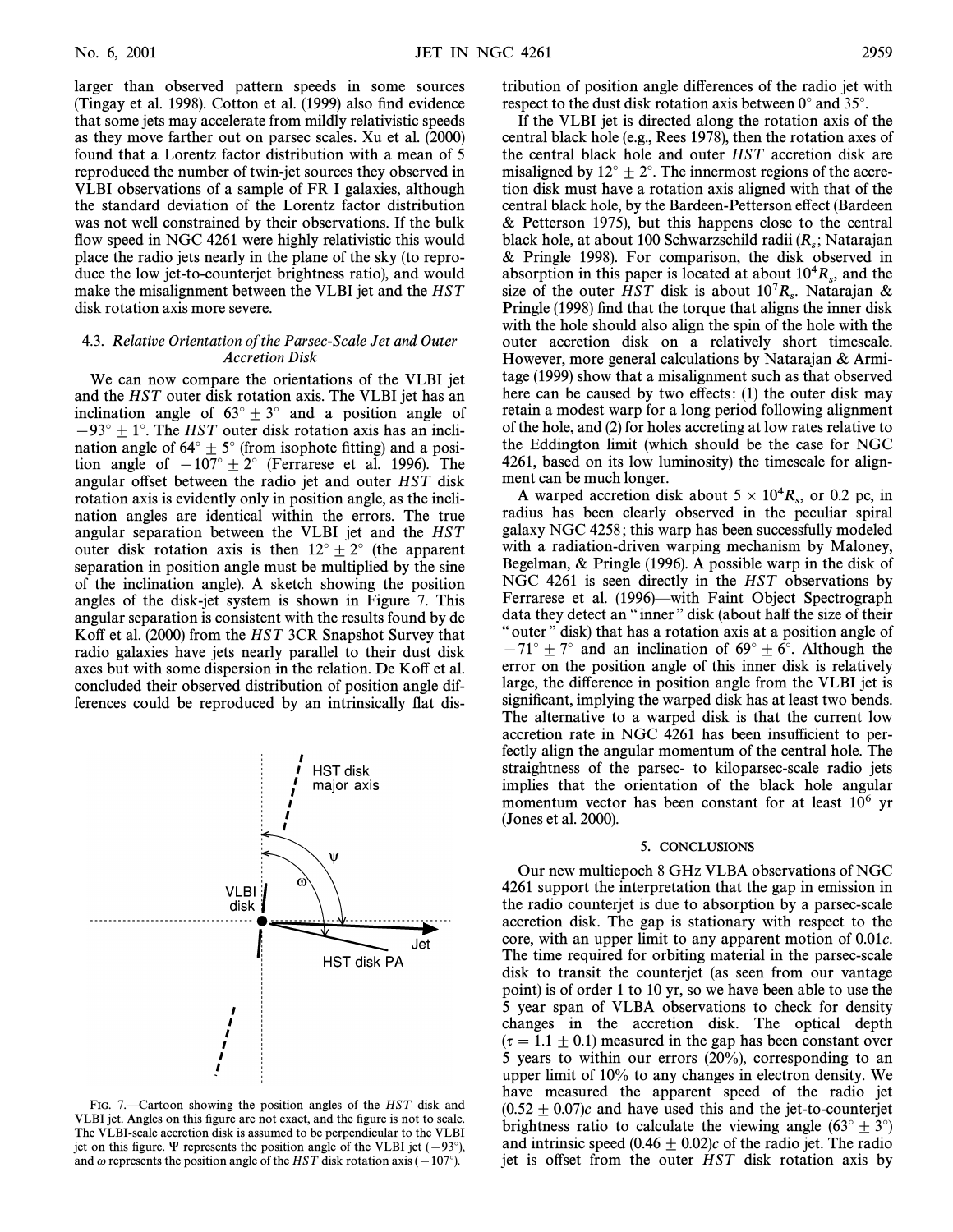larger than observed pattern speeds in some sources (Tingay et al. 1998). Cotton et al. (1999) also find evidence that some jets may accelerate from mildly relativistic speeds as they move farther out on parsec scales. Xu et al. (2000) found that a Lorentz factor distribution with a mean of 5 reproduced the number of twin-jet sources they observed in VLBI observations of a sample of FR I galaxies, although the standard deviation of the Lorentz factor distribution was not well constrained by their observations. If the bulk flow speed in NGC 4261 were highly relativistic this would place the radio jets nearly in the plane of the sky (to reproduce the low jet-to-counterjet brightness ratio), and would make the misalignment between the VLBI jet and the *HST* disk rotation axis more severe.

### 4.3. *Relative Orientation of the Parsec-Scale Jet and Outer Accretion Disk*

We can now compare the orientations of the VLBI jet and the *HST* outer disk rotation axis. The VLBI jet has an inclination angle of $63° \pm 3°$ and a position angle of $-93° \pm 1°$. The *HST* outer disk rotation axis has an inclination angle of $64° \pm 5°$ (from isophote fitting) and a position angle of $-107° \pm 2°$ (Ferrarese et al. 1996). The angular offset between the radio jet and outer *HST* disk rotation axis is evidently only in position angle, as the inclination angles are identical within the errors. The true angular separation between the VLBI jet and the *HST* outer disk rotation axis is then $12° \pm 2°$ (the apparent separation in position angle must be multiplied by the sine of the inclination angle). A sketch showing the position angles of the disk-jet system is shown in Figure 7. This angular separation is consistent with the results found by de Koff et al. (2000) from the *HST* 3CR Snapshot Survey that radio galaxies have jets nearly parallel to their dust disk axes but with some dispersion in the relation. De Koff et al. concluded their observed distribution of position angle differences could be reproduced by an intrinsically flat distribution of position angle differences of the radio jet with respect to the dust disk rotation axis between 0° and 35°.

If the VLBI jet is directed along the rotation axis of the central black hole (e.g., Rees 1978), then the rotation axes of the central black hole and outer *HST* accretion disk are misaligned by $12° \pm 2°$. The innermost regions of the accretion disk must have a rotation axis aligned with that of the central black hole, by the Bardeen-Petterson effect (Bardeen & Petterson 1975), but this happens close to the central black hole, at about 100 Schwarzschild radii ($R_s$; Natarajan & Pringle 1998). For comparison, the disk observed in absorption in this paper is located at about $10^4 R_s$, and the size of the outer *HST* disk is about $10^7 R_s$. Natarajan & Pringle (1998) find that the torque that aligns the inner disk with the hole should also align the spin of the hole with the outer accretion disk on a relatively short timescale. However, more general calculations by Natarajan & Armitage (1999) show that a misalignment such as that observed here can be caused by two effects: (1) the outer disk may retain a modest warp for a long period following alignment of the hole, and (2) for holes accreting at low rates relative to the Eddington limit (which should be the case for NGC 4261, based on its low luminosity) the timescale for alignment can be much longer.

A warped accretion disk about $5 \times 10^4 R_s$, or 0.2 pc, in radius has been clearly observed in the peculiar spiral galaxy NGC 4258; this warp has been successfully modeled with a radiation-driven warping mechanism by Maloney, Begelman, & Pringle (1996). A possible warp in the disk of NGC 4261 is seen directly in the *HST* observations by Ferrarese et al. (1996)—with Faint Object Spectrograph data they detect an "inner" disk (about half the size of their "outer" disk) that has a rotation axis at a position angle of $-71° \pm 7°$ and an inclination of $69° \pm 6°$. Although the error on the position angle of this inner disk is relatively large, the difference in position angle from the VLBI jet is significant, implying the warped disk has at least two bends. The alternative to a warped disk is that the current low accretion rate in NGC 4261 has been insufficient to perfectly align the angular momentum of the central hole. The straightness of the parsec- to kiloparsec-scale radio jets implies that the orientation of the black hole angular momentum vector has been constant for at least $10^6$ yr (Jones et al. 2000).

FIG. 7.—Cartoon showing the position angles of the *HST* disk and VLBI jet. Angles on this figure are not exact, and the figure is not to scale. The VLBI-scale accretion disk is assumed to be perpendicular to the VLBI jet on this figure. $\Psi$ represents the position angle of the VLBI jet ($-93°$), and $\omega$ represents the position angle of the *HST* disk rotation axis ($-107°$).

## 5. CONCLUSIONS

Our new multiepoch 8 GHz VLBA observations of NGC 4261 support the interpretation that the gap in emission in the radio counterjet is due to absorption by a parsec-scale accretion disk. The gap is stationary with respect to the core, with an upper limit to any apparent motion of $0.01c$. The time required for orbiting material in the parsec-scale disk to transit the counterjet (as seen from our vantage point) is of order 1 to 10 yr, so we have been able to use the 5 year span of VLBA observations to check for density changes in the accretion disk. The optical depth ($\tau = 1.1 \pm 0.1$) measured in the gap has been constant over 5 years to within our errors (20%), corresponding to an upper limit of 10% to any changes in electron density. We have measured the apparent speed of the radio jet $(0.52 \pm 0.07)c$ and have used this and the jet-to-counterjet brightness ratio to calculate the viewing angle ($63° \pm 3°$) and intrinsic speed $(0.46 \pm 0.02)c$ of the radio jet. The radio jet is offset from the outer *HST* disk rotation axis by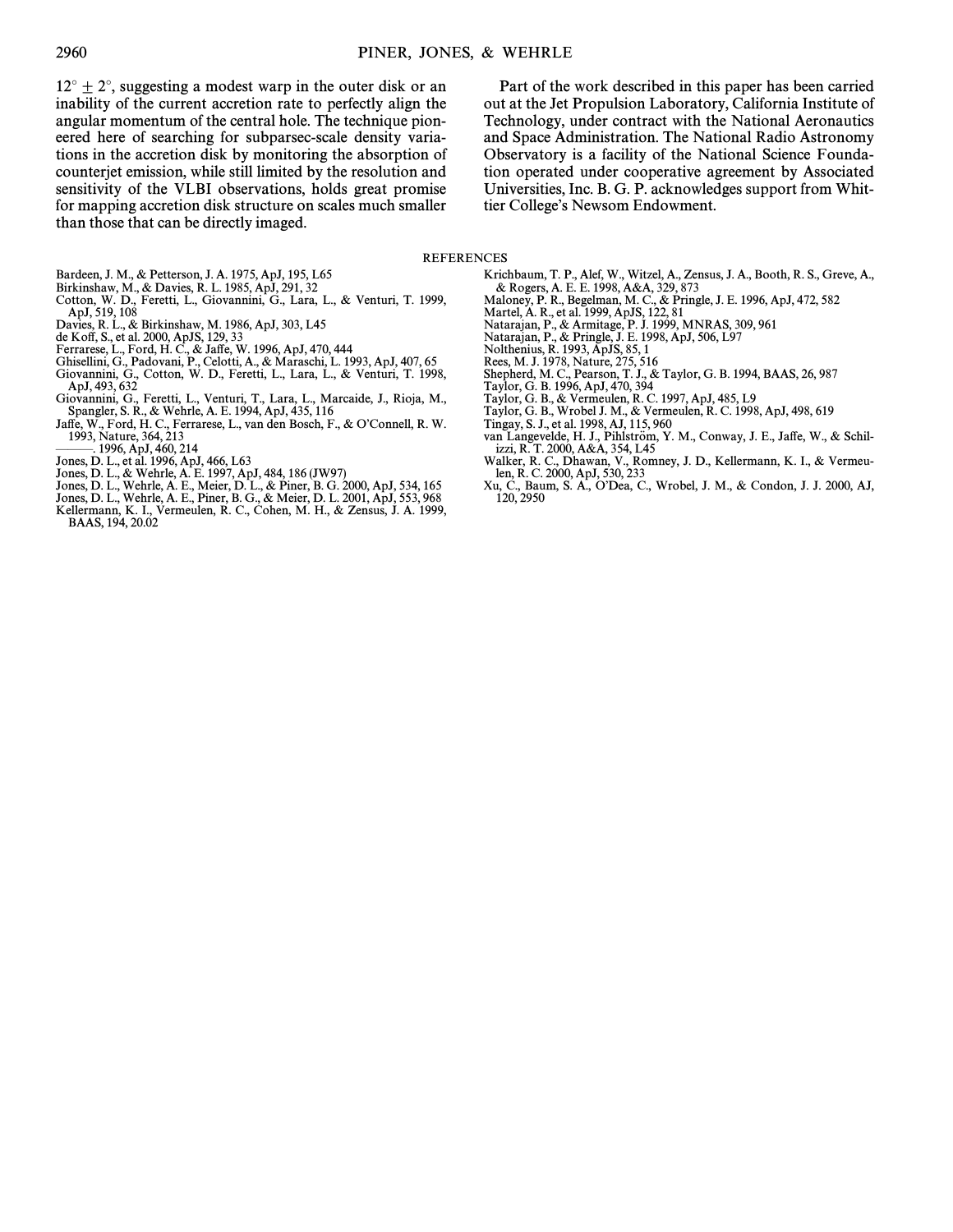$12° \pm 2°$, suggesting a modest warp in the outer disk or an inability of the current accretion rate to perfectly align the angular momentum of the central hole. The technique pioneered here of searching for subparsec-scale density variations in the accretion disk by monitoring the absorption of counterjet emission, while still limited by the resolution and sensitivity of the VLBI observations, holds great promise for mapping accretion disk structure on scales much smaller than those that can be directly imaged.

Part of the work described in this paper has been carried out at the Jet Propulsion Laboratory, California Institute of Technology, under contract with the National Aeronautics and Space Administration. The National Radio Astronomy Observatory is a facility of the National Science Foundation operated under cooperative agreement by Associated Universities, Inc. B. G. P. acknowledges support from Whittier College's Newsom Endowment.

## REFERENCES

Bardeen, J. M., & Petterson, J. A. 1975, ApJ, 195, L65
Birkinshaw, M., & Davies, R. L. 1985, ApJ, 291, 32
Cotton, W. D., Feretti, L., Giovannini, G., Lara, L., & Venturi, T. 1999, ApJ, 519, 108
Davies, R. L., & Birkinshaw, M. 1986, ApJ, 303, L45
de Koff, S., et al. 2000, ApJS, 129, 33
Ferrarese, L., Ford, H. C., & Jaffe, W. 1996, ApJ, 470, 444
Ghisellini, G., Padovani, P., Celotti, A., & Maraschi, L. 1993, ApJ, 407, 65
Giovannini, G., Cotton, W. D., Feretti, L., Lara, L., & Venturi, T. 1998, ApJ, 493, 632
Giovannini, G., Feretti, L., Venturi, T., Lara, L., Marcaide, J., Rioja, M., Spangler, S. R., & Wehrle, A. E. 1994, ApJ, 435, 116
Jaffe, W., Ford, H. C., Ferrarese, L., van den Bosch, F., & O'Connell, R. W. 1993, Nature, 364, 213
———. 1996, ApJ, 460, 214
Jones, D. L., et al. 1996, ApJ, 466, L63
Jones, D. L., & Wehrle, A. E. 1997, ApJ, 484, 186 (JW97)
Jones, D. L., Wehrle, A. E., Meier, D. L., & Piner, B. G. 2000, ApJ, 534, 165
Jones, D. L., Wehrle, A. E., Piner, B. G., & Meier, D. L. 2001, ApJ, 553, 968
Kellermann, K. I., Vermeulen, R. C., Cohen, M. H., & Zensus, J. A. 1999, BAAS, 194, 20.02
Krichbaum, T. P., Alef, W., Witzel, A., Zensus, J. A., Booth, R. S., Greve, A., & Rogers, A. E. E. 1998, A&A, 329, 873
Maloney, P. R., Begelman, M. C., & Pringle, J. E. 1996, ApJ, 472, 582
Martel, A. R., et al. 1999, ApJS, 122, 81
Natarajan, P., & Armitage, P. J. 1999, MNRAS, 309, 961
Natarajan, P., & Pringle, J. E. 1998, ApJ, 506, L97
Nolthenius, R. 1993, ApJS, 85, 1
Rees, M. J. 1978, Nature, 275, 516
Shepherd, M. C., Pearson, T. J., & Taylor, G. B. 1994, BAAS, 26, 987
Taylor, G. B. 1996, ApJ, 470, 394
Taylor, G. B., & Vermeulen, R. C. 1997, ApJ, 485, L9
Taylor, G. B., Wrobel J. M., & Vermeulen, R. C. 1998, ApJ, 498, 619
Tingay, S. J., et al. 1998, AJ, 115, 960
van Langevelde, H. J., Pihlström, Y. M., Conway, J. E., Jaffe, W., & Schilizzi, R. T. 2000, A&A, 354, L45
Walker, R. C., Dhawan, V., Romney, J. D., Kellermann, K. I., & Vermeulen, R. C. 2000, ApJ, 530, 233
Xu, C., Baum, S. A., O'Dea, C., Wrobel, J. M., & Condon, J. J. 2000, AJ, 120, 2950